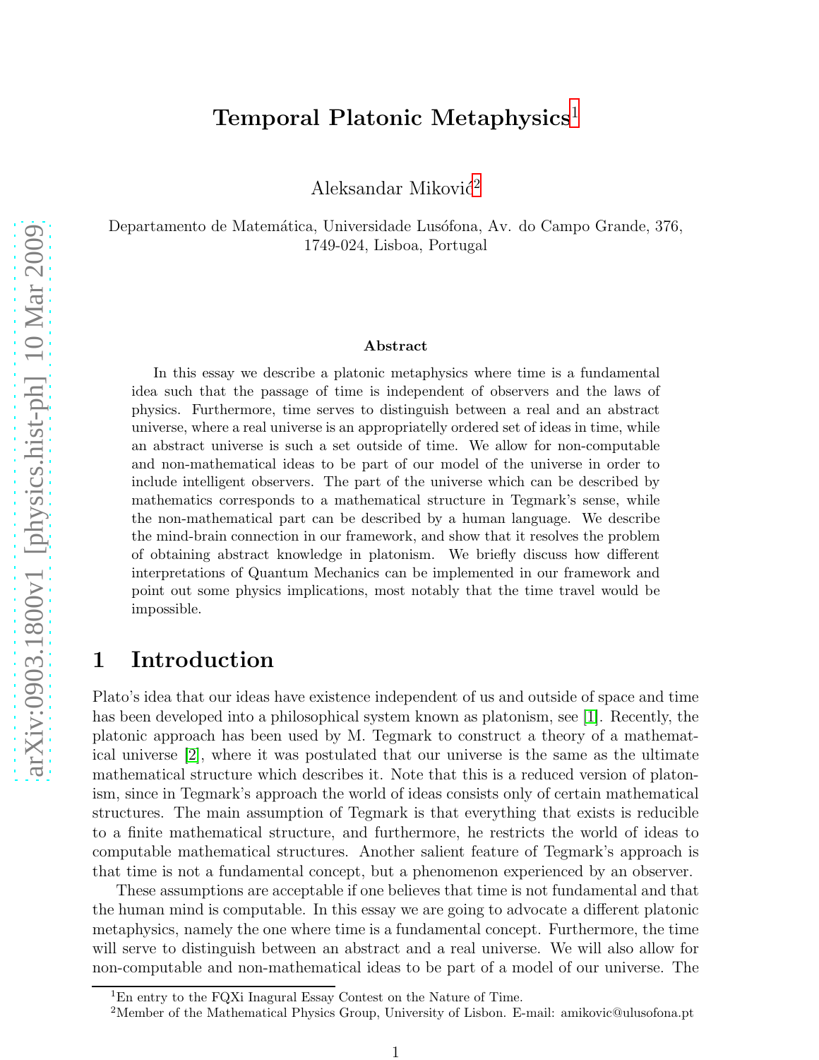# Temporal Platonic Metaphysics[1]

Aleksandar Miković[2]

Departamento de Matemática, Universidade Lusófona, Av. do Campo Grande, 376, 1749-024, Lisboa, Portugal

### Abstract

In this essay we describe a platonic metaphysics where time is a fundamental idea such that the passage of time is independent of observers and the laws of physics. Furthermore, time serves to distinguish between a real and an abstract universe, where a real universe is an appropriatelly ordered set of ideas in time, while an abstract universe is such a set outside of time. We allow for non-computable and non-mathematical ideas to be part of our model of the universe in order to include intelligent observers. The part of the universe which can be described by mathematics corresponds to a mathematical structure in Tegmark's sense, while the non-mathematical part can be described by a human language. We describe the mind-brain connection in our framework, and show that it resolves the problem of obtaining abstract knowledge in platonism. We briefly discuss how different interpretations of Quantum Mechanics can be implemented in our framework and point out some physics implications, most notably that the time travel would be impossible.

## 1 Introduction

Plato's idea that our ideas have existence independent of us and outside of space and time has been developed into a philosophical system known as platonism, see [1]. Recently, the platonic approach has been used by M. Tegmark to construct a theory of a mathematical universe [2], where it was postulated that our universe is the same as the ultimate mathematical structure which describes it. Note that this is a reduced version of platonism, since in Tegmark's approach the world of ideas consists only of certain mathematical structures. The main assumption of Tegmark is that everything that exists is reducible to a finite mathematical structure, and furthermore, he restricts the world of ideas to computable mathematical structures. Another salient feature of Tegmark's approach is that time is not a fundamental concept, but a phenomenon experienced by an observer.

These assumptions are acceptable if one believes that time is not fundamental and that the human mind is computable. In this essay we are going to advocate a different platonic metaphysics, namely the one where time is a fundamental concept. Furthermore, the time will serve to distinguish between an abstract and a real universe. We will also allow for non-computable and non-mathematical ideas to be part of a model of our universe. The

[1] En entry to the FQXi Inagural Essay Contest on the Nature of Time.

[2] Member of the Mathematical Physics Group, University of Lisbon. E-mail: amikovic@ulusofona.pt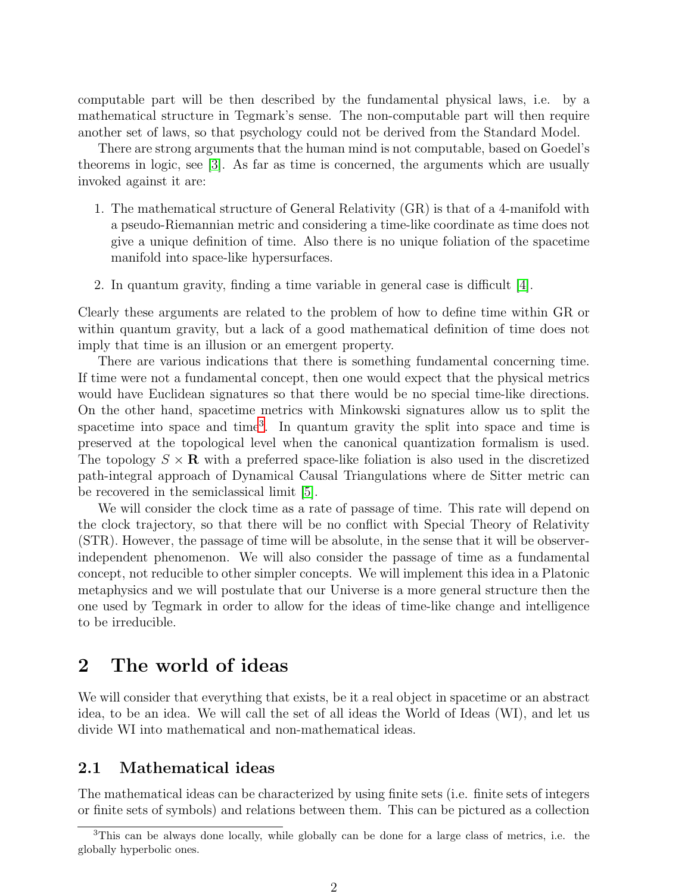computable part will be then described by the fundamental physical laws, i.e. by a mathematical structure in Tegmark's sense. The non-computable part will then require another set of laws, so that psychology could not be derived from the Standard Model.

There are strong arguments that the human mind is not computable, based on Goedel's theorems in logic, see [3]. As far as time is concerned, the arguments which are usually invoked against it are:

1. The mathematical structure of General Relativity (GR) is that of a 4-manifold with a pseudo-Riemannian metric and considering a time-like coordinate as time does not give a unique definition of time. Also there is no unique foliation of the spacetime manifold into space-like hypersurfaces.

2. In quantum gravity, finding a time variable in general case is difficult [4].

Clearly these arguments are related to the problem of how to define time within GR or within quantum gravity, but a lack of a good mathematical definition of time does not imply that time is an illusion or an emergent property.

There are various indications that there is something fundamental concerning time. If time were not a fundamental concept, then one would expect that the physical metrics would have Euclidean signatures so that there would be no special time-like directions. On the other hand, spacetime metrics with Minkowski signatures allow us to split the spacetime into space and time[3]. In quantum gravity the split into space and time is preserved at the topological level when the canonical quantization formalism is used. The topology $S \times \mathbf{R}$ with a preferred space-like foliation is also used in the discretized path-integral approach of Dynamical Causal Triangulations where de Sitter metric can be recovered in the semiclassical limit [5].

We will consider the clock time as a rate of passage of time. This rate will depend on the clock trajectory, so that there will be no conflict with Special Theory of Relativity (STR). However, the passage of time will be absolute, in the sense that it will be observer-independent phenomenon. We will also consider the passage of time as a fundamental concept, not reducible to other simpler concepts. We will implement this idea in a Platonic metaphysics and we will postulate that our Universe is a more general structure then the one used by Tegmark in order to allow for the ideas of time-like change and intelligence to be irreducible.

# 2 The world of ideas

We will consider that everything that exists, be it a real object in spacetime or an abstract idea, to be an idea. We will call the set of all ideas the World of Ideas (WI), and let us divide WI into mathematical and non-mathematical ideas.

## 2.1 Mathematical ideas

The mathematical ideas can be characterized by using finite sets (i.e. finite sets of integers or finite sets of symbols) and relations between them. This can be pictured as a collection

[3] This can be always done locally, while globally can be done for a large class of metrics, i.e. the globally hyperbolic ones.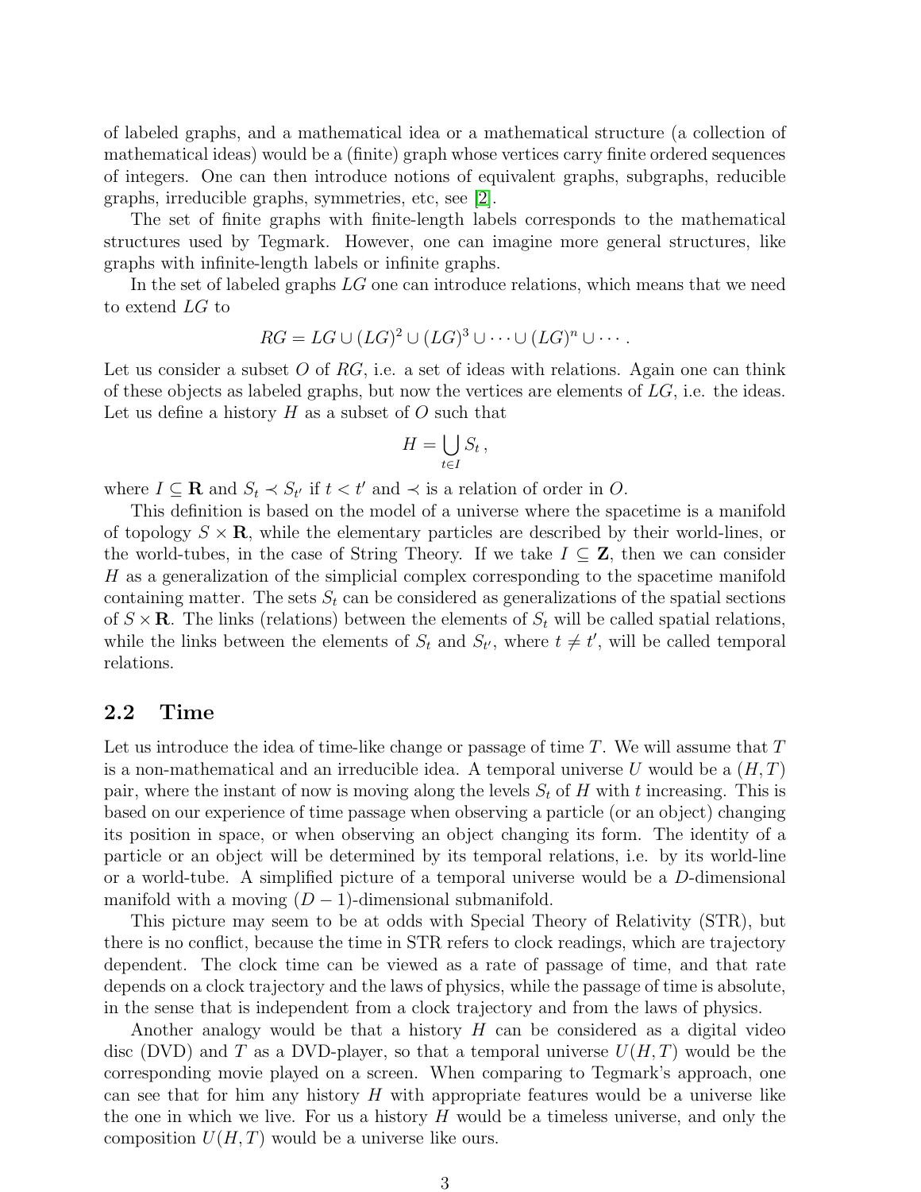of labeled graphs, and a mathematical idea or a mathematical structure (a collection of mathematical ideas) would be a (finite) graph whose vertices carry finite ordered sequences of integers. One can then introduce notions of equivalent graphs, subgraphs, reducible graphs, irreducible graphs, symmetries, etc, see [2].

The set of finite graphs with finite-length labels corresponds to the mathematical structures used by Tegmark. However, one can imagine more general structures, like graphs with infinite-length labels or infinite graphs.

In the set of labeled graphs $LG$ one can introduce relations, which means that we need to extend $LG$ to

$$RG = LG \cup (LG)^2 \cup (LG)^3 \cup \cdots \cup (LG)^n \cup \cdots .$$

Let us consider a subset $O$ of $RG$, i.e. a set of ideas with relations. Again one can think of these objects as labeled graphs, but now the vertices are elements of $LG$, i.e. the ideas. Let us define a history $H$ as a subset of $O$ such that

$$H = \bigcup_{t \in I} S_t ,$$

where $I \subseteq \mathbf{R}$ and $S_t \prec S_{t'}$ if $t < t'$ and $\prec$ is a relation of order in $O$.

This definition is based on the model of a universe where the spacetime is a manifold of topology $S \times \mathbf{R}$, while the elementary particles are described by their world-lines, or the world-tubes, in the case of String Theory. If we take $I \subseteq \mathbf{Z}$, then we can consider $H$ as a generalization of the simplicial complex corresponding to the spacetime manifold containing matter. The sets $S_t$ can be considered as generalizations of the spatial sections of $S \times \mathbf{R}$. The links (relations) between the elements of $S_t$ will be called spatial relations, while the links between the elements of $S_t$ and $S_{t'}$, where $t \neq t'$, will be called temporal relations.

## 2.2 Time

Let us introduce the idea of time-like change or passage of time $T$. We will assume that $T$ is a non-mathematical and an irreducible idea. A temporal universe $U$ would be a $(H, T)$ pair, where the instant of now is moving along the levels $S_t$ of $H$ with $t$ increasing. This is based on our experience of time passage when observing a particle (or an object) changing its position in space, or when observing an object changing its form. The identity of a particle or an object will be determined by its temporal relations, i.e. by its world-line or a world-tube. A simplified picture of a temporal universe would be a $D$-dimensional manifold with a moving $(D-1)$-dimensional submanifold.

This picture may seem to be at odds with Special Theory of Relativity (STR), but there is no conflict, because the time in STR refers to clock readings, which are trajectory dependent. The clock time can be viewed as a rate of passage of time, and that rate depends on a clock trajectory and the laws of physics, while the passage of time is absolute, in the sense that is independent from a clock trajectory and from the laws of physics.

Another analogy would be that a history $H$ can be considered as a digital video disc (DVD) and $T$ as a DVD-player, so that a temporal universe $U(H, T)$ would be the corresponding movie played on a screen. When comparing to Tegmark's approach, one can see that for him any history $H$ with appropriate features would be a universe like the one in which we live. For us a history $H$ would be a timeless universe, and only the composition $U(H, T)$ would be a universe like ours.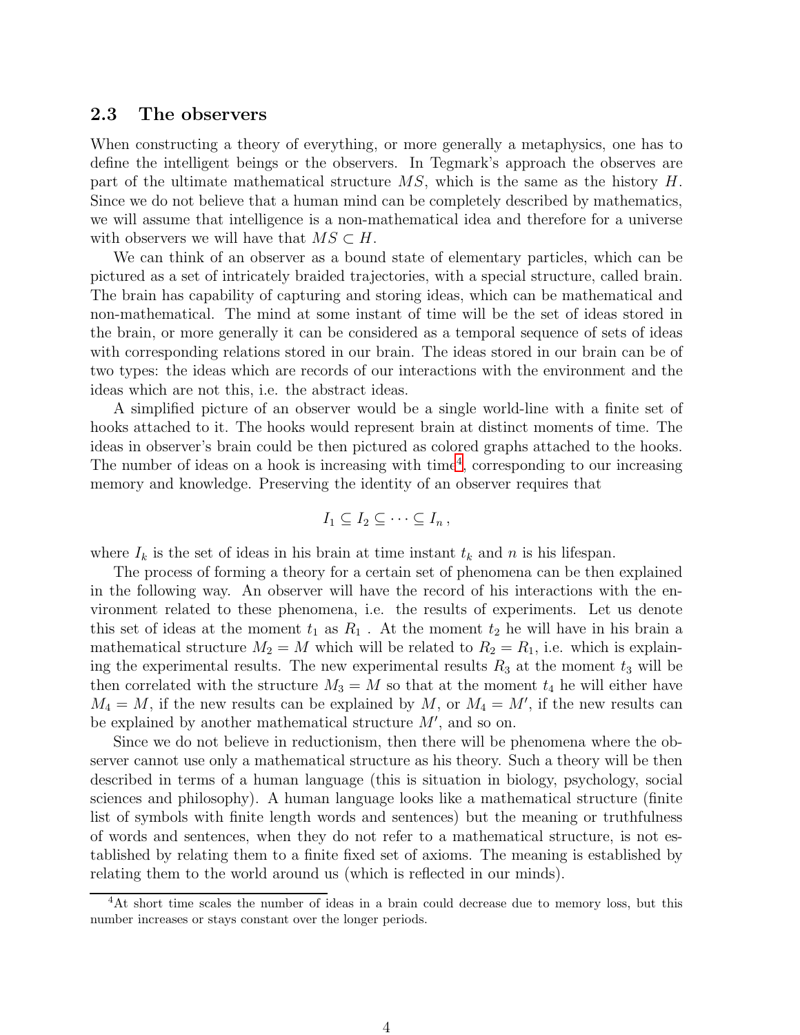### 2.3 The observers

When constructing a theory of everything, or more generally a metaphysics, one has to define the intelligent beings or the observers. In Tegmark's approach the observes are part of the ultimate mathematical structure $MS$, which is the same as the history $H$. Since we do not believe that a human mind can be completely described by mathematics, we will assume that intelligence is a non-mathematical idea and therefore for a universe with observers we will have that $MS \subset H$.

We can think of an observer as a bound state of elementary particles, which can be pictured as a set of intricately braided trajectories, with a special structure, called brain. The brain has capability of capturing and storing ideas, which can be mathematical and non-mathematical. The mind at some instant of time will be the set of ideas stored in the brain, or more generally it can be considered as a temporal sequence of sets of ideas with corresponding relations stored in our brain. The ideas stored in our brain can be of two types: the ideas which are records of our interactions with the environment and the ideas which are not this, i.e. the abstract ideas.

A simplified picture of an observer would be a single world-line with a finite set of hooks attached to it. The hooks would represent brain at distinct moments of time. The ideas in observer's brain could be then pictured as colored graphs attached to the hooks. The number of ideas on a hook is increasing with time[4], corresponding to our increasing memory and knowledge. Preserving the identity of an observer requires that

$$I_1 \subseteq I_2 \subseteq \cdots \subseteq I_n \,,$$

where $I_k$ is the set of ideas in his brain at time instant $t_k$ and $n$ is his lifespan.

The process of forming a theory for a certain set of phenomena can be then explained in the following way. An observer will have the record of his interactions with the environment related to these phenomena, i.e. the results of experiments. Let us denote this set of ideas at the moment $t_1$ as $R_1$ . At the moment $t_2$ he will have in his brain a mathematical structure $M_2 = M$ which will be related to $R_2 = R_1$, i.e. which is explaining the experimental results. The new experimental results $R_3$ at the moment $t_3$ will be then correlated with the structure $M_3 = M$ so that at the moment $t_4$ he will either have $M_4 = M$, if the new results can be explained by $M$, or $M_4 = M'$, if the new results can be explained by another mathematical structure $M'$, and so on.

Since we do not believe in reductionism, then there will be phenomena where the observer cannot use only a mathematical structure as his theory. Such a theory will be then described in terms of a human language (this is situation in biology, psychology, social sciences and philosophy). A human language looks like a mathematical structure (finite list of symbols with finite length words and sentences) but the meaning or truthfulness of words and sentences, when they do not refer to a mathematical structure, is not established by relating them to a finite fixed set of axioms. The meaning is established by relating them to the world around us (which is reflected in our minds).

[4]At short time scales the number of ideas in a brain could decrease due to memory loss, but this number increases or stays constant over the longer periods.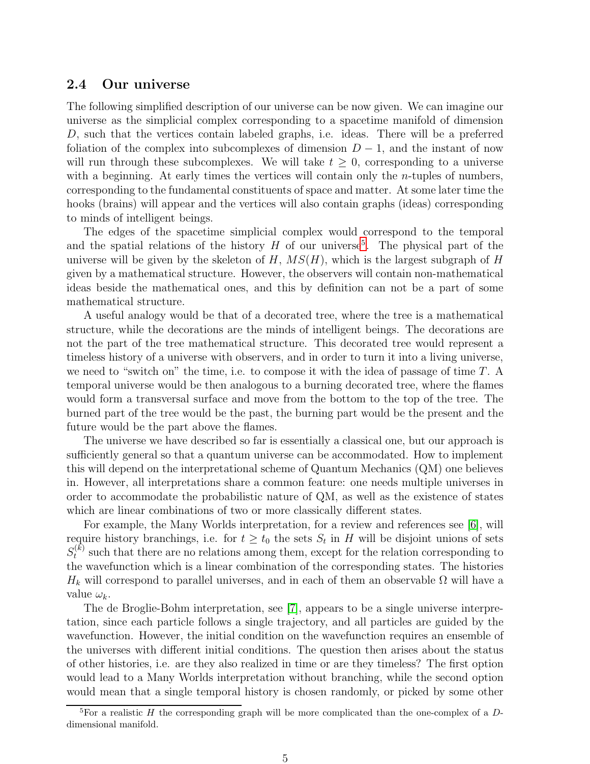### 2.4 Our universe

The following simplified description of our universe can be now given. We can imagine our universe as the simplicial complex corresponding to a spacetime manifold of dimension $D$, such that the vertices contain labeled graphs, i.e. ideas. There will be a preferred foliation of the complex into subcomplexes of dimension $D-1$, and the instant of now will run through these subcomplexes. We will take $t \geq 0$, corresponding to a universe with a beginning. At early times the vertices will contain only the $n$-tuples of numbers, corresponding to the fundamental constituents of space and matter. At some later time the hooks (brains) will appear and the vertices will also contain graphs (ideas) corresponding to minds of intelligent beings.

The edges of the spacetime simplicial complex would correspond to the temporal and the spatial relations of the history $H$ of our universe[5]. The physical part of the universe will be given by the skeleton of $H$, $MS(H)$, which is the largest subgraph of $H$ given by a mathematical structure. However, the observers will contain non-mathematical ideas beside the mathematical ones, and this by definition can not be a part of some mathematical structure.

A useful analogy would be that of a decorated tree, where the tree is a mathematical structure, while the decorations are the minds of intelligent beings. The decorations are not the part of the tree mathematical structure. This decorated tree would represent a timeless history of a universe with observers, and in order to turn it into a living universe, we need to "switch on" the time, i.e. to compose it with the idea of passage of time $T$. A temporal universe would be then analogous to a burning decorated tree, where the flames would form a transversal surface and move from the bottom to the top of the tree. The burned part of the tree would be the past, the burning part would be the present and the future would be the part above the flames.

The universe we have described so far is essentially a classical one, but our approach is sufficiently general so that a quantum universe can be accommodated. How to implement this will depend on the interpretational scheme of Quantum Mechanics (QM) one believes in. However, all interpretations share a common feature: one needs multiple universes in order to accommodate the probabilistic nature of QM, as well as the existence of states which are linear combinations of two or more classically different states.

For example, the Many Worlds interpretation, for a review and references see [6], will require history branchings, i.e. for $t \geq t_0$ the sets $S_t$ in $H$ will be disjoint unions of sets $S_t^{(k)}$ such that there are no relations among them, except for the relation corresponding to the wavefunction which is a linear combination of the corresponding states. The histories $H_k$ will correspond to parallel universes, and in each of them an observable $\Omega$ will have a value $\omega_k$.

The de Broglie-Bohm interpretation, see [7], appears to be a single universe interpretation, since each particle follows a single trajectory, and all particles are guided by the wavefunction. However, the initial condition on the wavefunction requires an ensemble of the universes with different initial conditions. The question then arises about the status of other histories, i.e. are they also realized in time or are they timeless? The first option would lead to a Many Worlds interpretation without branching, while the second option would mean that a single temporal history is chosen randomly, or picked by some other

[5] For a realistic $H$ the corresponding graph will be more complicated than the one-complex of a $D$-dimensional manifold.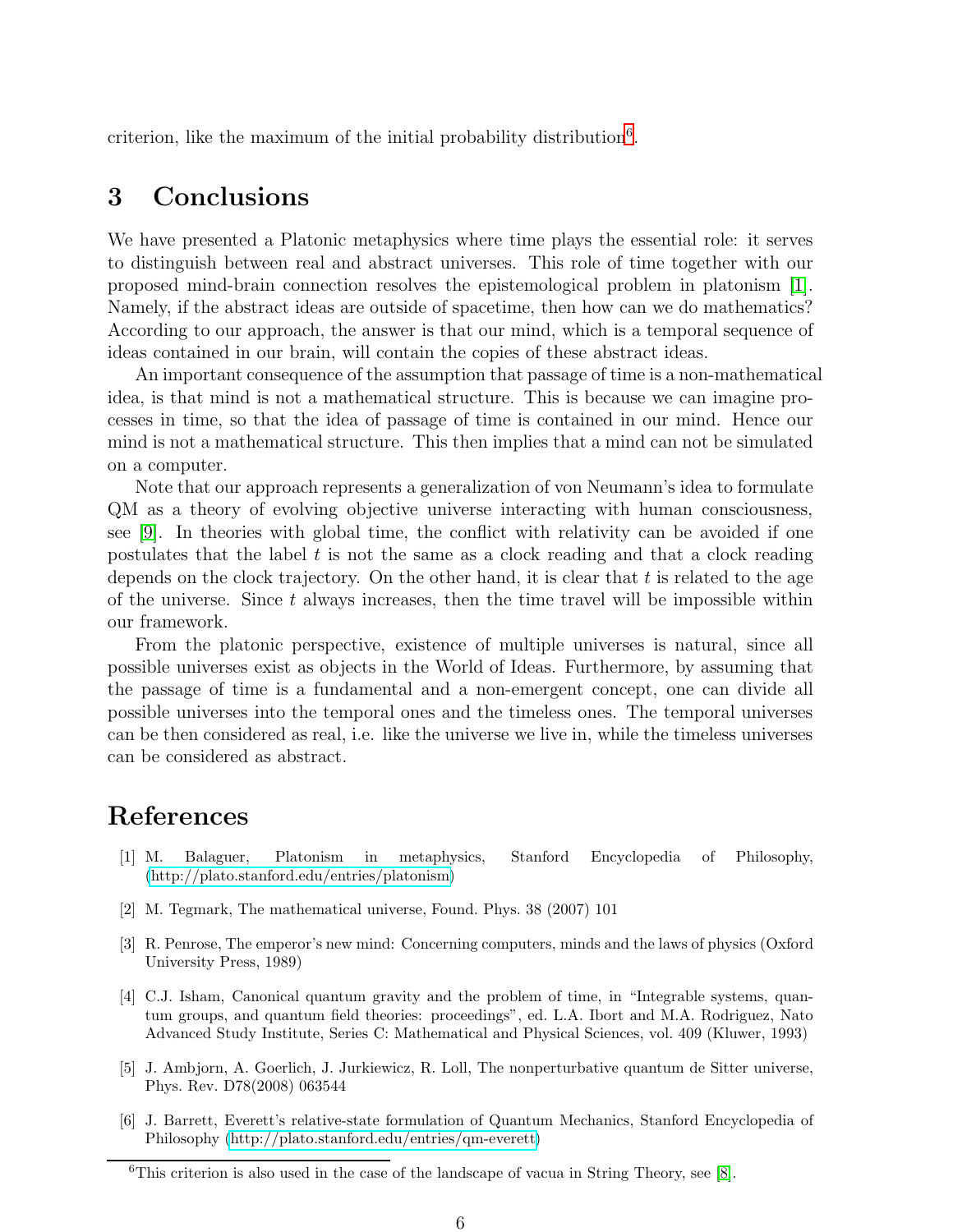criterion, like the maximum of the initial probability distribution[6].

## 3 Conclusions

We have presented a Platonic metaphysics where time plays the essential role: it serves to distinguish between real and abstract universes. This role of time together with our proposed mind-brain connection resolves the epistemological problem in platonism [1]. Namely, if the abstract ideas are outside of spacetime, then how can we do mathematics? According to our approach, the answer is that our mind, which is a temporal sequence of ideas contained in our brain, will contain the copies of these abstract ideas.

An important consequence of the assumption that passage of time is a non-mathematical idea, is that mind is not a mathematical structure. This is because we can imagine processes in time, so that the idea of passage of time is contained in our mind. Hence our mind is not a mathematical structure. This then implies that a mind can not be simulated on a computer.

Note that our approach represents a generalization of von Neumann's idea to formulate QM as a theory of evolving objective universe interacting with human consciousness, see [9]. In theories with global time, the conflict with relativity can be avoided if one postulates that the label $t$ is not the same as a clock reading and that a clock reading depends on the clock trajectory. On the other hand, it is clear that $t$ is related to the age of the universe. Since $t$ always increases, then the time travel will be impossible within our framework.

From the platonic perspective, existence of multiple universes is natural, since all possible universes exist as objects in the World of Ideas. Furthermore, by assuming that the passage of time is a fundamental and a non-emergent concept, one can divide all possible universes into the temporal ones and the timeless ones. The temporal universes can be then considered as real, i.e. like the universe we live in, while the timeless universes can be considered as abstract.

## References

[1] M. Balaguer, Platonism in metaphysics, Stanford Encyclopedia of Philosophy, (http://plato.stanford.edu/entries/platonism)

[2] M. Tegmark, The mathematical universe, Found. Phys. 38 (2007) 101

[3] R. Penrose, The emperor's new mind: Concerning computers, minds and the laws of physics (Oxford University Press, 1989)

[4] C.J. Isham, Canonical quantum gravity and the problem of time, in "Integrable systems, quantum groups, and quantum field theories: proceedings", ed. L.A. Ibort and M.A. Rodriguez, Nato Advanced Study Institute, Series C: Mathematical and Physical Sciences, vol. 409 (Kluwer, 1993)

[5] J. Ambjorn, A. Goerlich, J. Jurkiewicz, R. Loll, The nonperturbative quantum de Sitter universe, Phys. Rev. D78(2008) 063544

[6] J. Barrett, Everett's relative-state formulation of Quantum Mechanics, Stanford Encyclopedia of Philosophy (http://plato.stanford.edu/entries/qm-everett)

[6] This criterion is also used in the case of the landscape of vacua in String Theory, see [8].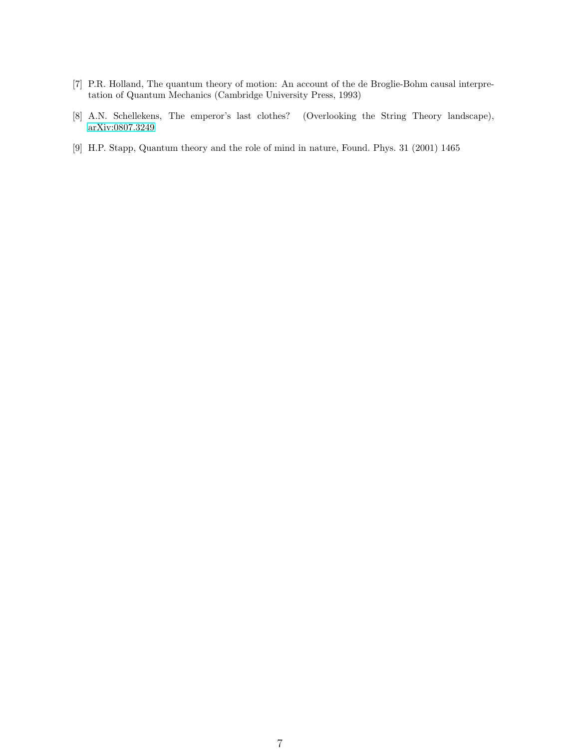[7] P.R. Holland, The quantum theory of motion: An account of the de Broglie-Bohm causal interpretation of Quantum Mechanics (Cambridge University Press, 1993)

[8] A.N. Schellekens, The emperor's last clothes? (Overlooking the String Theory landscape), arXiv:0807.3249

[9] H.P. Stapp, Quantum theory and the role of mind in nature, Found. Phys. 31 (2001) 1465